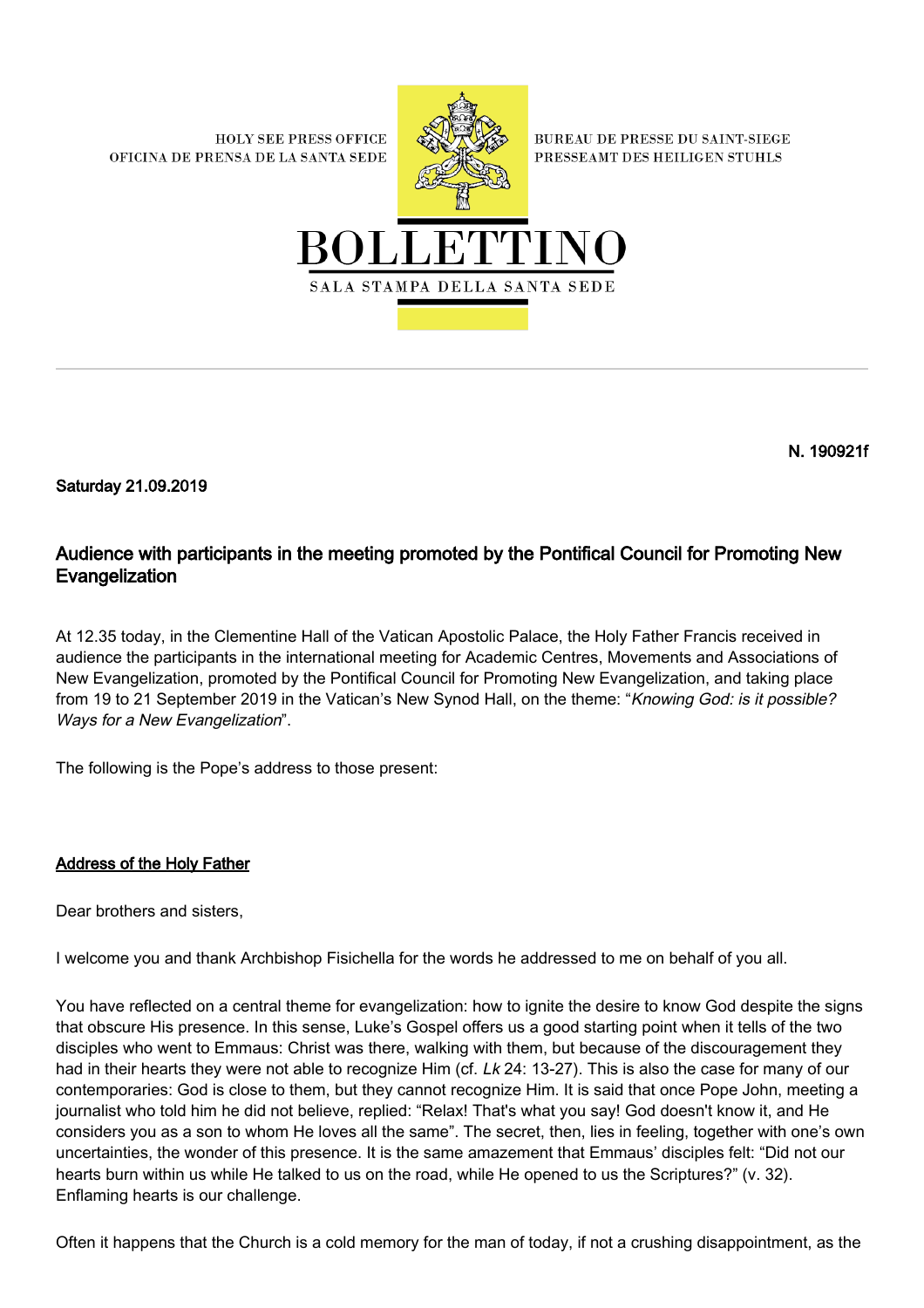HOLY SEE PRESS OFFICE
OFICINA DE PRENSA DE LA SANTA SEDE

BUREAU DE PRESSE DU SAINT-SIEGE
PRESSEAMT DES HEILIGEN STUHLS

# BOLLETTINO

SALA STAMPA DELLA SANTA SEDE

**N. 190921f**

**Saturday 21.09.2019**

## Audience with participants in the meeting promoted by the Pontifical Council for Promoting New Evangelization

At 12.35 today, in the Clementine Hall of the Vatican Apostolic Palace, the Holy Father Francis received in audience the participants in the international meeting for Academic Centres, Movements and Associations of New Evangelization, promoted by the Pontifical Council for Promoting New Evangelization, and taking place from 19 to 21 September 2019 in the Vatican's New Synod Hall, on the theme: "*Knowing God: is it possible? Ways for a New Evangelization*".

The following is the Pope's address to those present:

### Address of the Holy Father

Dear brothers and sisters,

I welcome you and thank Archbishop Fisichella for the words he addressed to me on behalf of you all.

You have reflected on a central theme for evangelization: how to ignite the desire to know God despite the signs that obscure His presence. In this sense, Luke's Gospel offers us a good starting point when it tells of the two disciples who went to Emmaus: Christ was there, walking with them, but because of the discouragement they had in their hearts they were not able to recognize Him (cf. *Lk* 24: 13-27). This is also the case for many of our contemporaries: God is close to them, but they cannot recognize Him. It is said that once Pope John, meeting a journalist who told him he did not believe, replied: "Relax! That's what you say! God doesn't know it, and He considers you as a son to whom He loves all the same". The secret, then, lies in feeling, together with one's own uncertainties, the wonder of this presence. It is the same amazement that Emmaus' disciples felt: "Did not our hearts burn within us while He talked to us on the road, while He opened to us the Scriptures?" (v. 32). Enflaming hearts is our challenge.

Often it happens that the Church is a cold memory for the man of today, if not a crushing disappointment, as the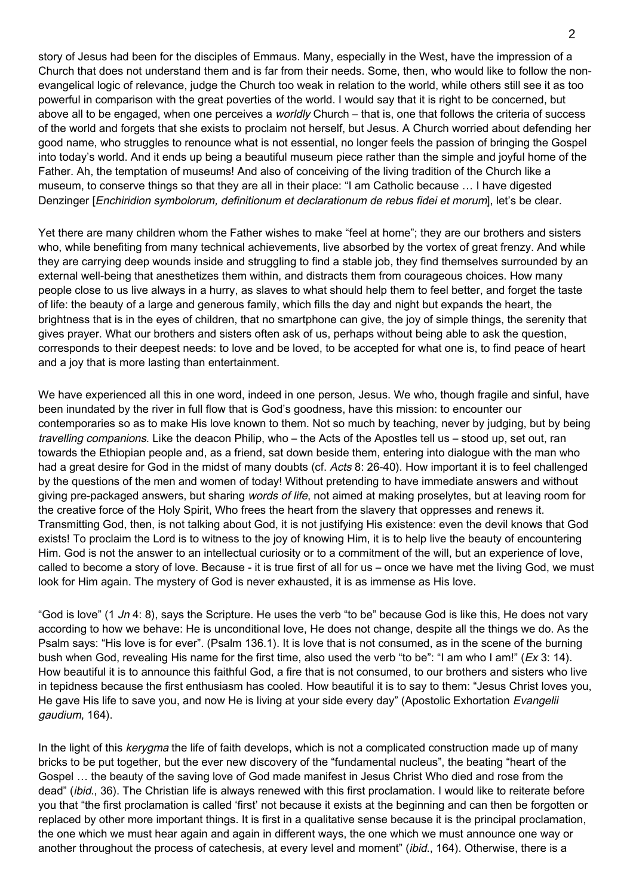story of Jesus had been for the disciples of Emmaus. Many, especially in the West, have the impression of a Church that does not understand them and is far from their needs. Some, then, who would like to follow the non-evangelical logic of relevance, judge the Church too weak in relation to the world, while others still see it as too powerful in comparison with the great poverties of the world. I would say that it is right to be concerned, but above all to be engaged, when one perceives a *worldly* Church – that is, one that follows the criteria of success of the world and forgets that she exists to proclaim not herself, but Jesus. A Church worried about defending her good name, who struggles to renounce what is not essential, no longer feels the passion of bringing the Gospel into today's world. And it ends up being a beautiful museum piece rather than the simple and joyful home of the Father. Ah, the temptation of museums! And also of conceiving of the living tradition of the Church like a museum, to conserve things so that they are all in their place: "I am Catholic because … I have digested Denzinger [*Enchiridion symbolorum, definitionum et declarationum de rebus fidei et morum*], let's be clear.

Yet there are many children whom the Father wishes to make "feel at home"; they are our brothers and sisters who, while benefiting from many technical achievements, live absorbed by the vortex of great frenzy. And while they are carrying deep wounds inside and struggling to find a stable job, they find themselves surrounded by an external well-being that anesthetizes them within, and distracts them from courageous choices. How many people close to us live always in a hurry, as slaves to what should help them to feel better, and forget the taste of life: the beauty of a large and generous family, which fills the day and night but expands the heart, the brightness that is in the eyes of children, that no smartphone can give, the joy of simple things, the serenity that gives prayer. What our brothers and sisters often ask of us, perhaps without being able to ask the question, corresponds to their deepest needs: to love and be loved, to be accepted for what one is, to find peace of heart and a joy that is more lasting than entertainment.

We have experienced all this in one word, indeed in one person, Jesus. We who, though fragile and sinful, have been inundated by the river in full flow that is God's goodness, have this mission: to encounter our contemporaries so as to make His love known to them. Not so much by teaching, never by judging, but by being *travelling companions*. Like the deacon Philip, who – the Acts of the Apostles tell us – stood up, set out, ran towards the Ethiopian people and, as a friend, sat down beside them, entering into dialogue with the man who had a great desire for God in the midst of many doubts (cf. *Acts* 8: 26-40). How important it is to feel challenged by the questions of the men and women of today! Without pretending to have immediate answers and without giving pre-packaged answers, but sharing *words of life*, not aimed at making proselytes, but at leaving room for the creative force of the Holy Spirit, Who frees the heart from the slavery that oppresses and renews it. Transmitting God, then, is not talking about God, it is not justifying His existence: even the devil knows that God exists! To proclaim the Lord is to witness to the joy of knowing Him, it is to help live the beauty of encountering Him. God is not the answer to an intellectual curiosity or to a commitment of the will, but an experience of love, called to become a story of love. Because - it is true first of all for us – once we have met the living God, we must look for Him again. The mystery of God is never exhausted, it is as immense as His love.

"God is love" (1 *Jn* 4: 8), says the Scripture. He uses the verb "to be" because God is like this, He does not vary according to how we behave: He is unconditional love, He does not change, despite all the things we do. As the Psalm says: "His love is for ever". (Psalm 136.1). It is love that is not consumed, as in the scene of the burning bush when God, revealing His name for the first time, also used the verb "to be": "I am who I am!" (*Ex* 3: 14). How beautiful it is to announce this faithful God, a fire that is not consumed, to our brothers and sisters who live in tepidness because the first enthusiasm has cooled. How beautiful it is to say to them: "Jesus Christ loves you, He gave His life to save you, and now He is living at your side every day" (Apostolic Exhortation *Evangelii gaudium*, 164).

In the light of this *kerygma* the life of faith develops, which is not a complicated construction made up of many bricks to be put together, but the ever new discovery of the "fundamental nucleus", the beating "heart of the Gospel … the beauty of the saving love of God made manifest in Jesus Christ Who died and rose from the dead" (*ibid.*, 36). The Christian life is always renewed with this first proclamation. I would like to reiterate before you that "the first proclamation is called 'first' not because it exists at the beginning and can then be forgotten or replaced by other more important things. It is first in a qualitative sense because it is the principal proclamation, the one which we must hear again and again in different ways, the one which we must announce one way or another throughout the process of catechesis, at every level and moment" (*ibid.*, 164). Otherwise, there is a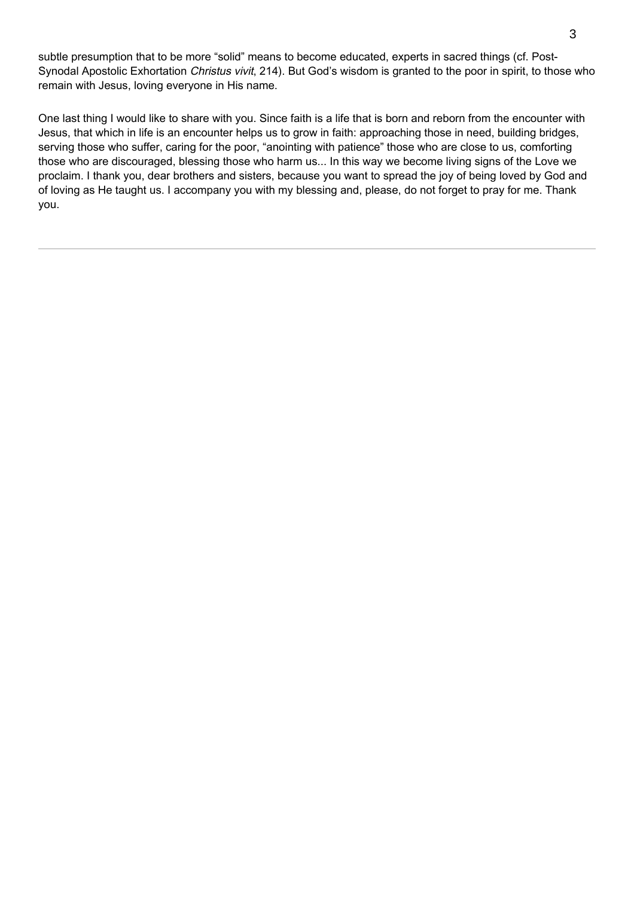subtle presumption that to be more “solid” means to become educated, experts in sacred things (cf. Post-Synodal Apostolic Exhortation *Christus vivit*, 214). But God’s wisdom is granted to the poor in spirit, to those who remain with Jesus, loving everyone in His name.

One last thing I would like to share with you. Since faith is a life that is born and reborn from the encounter with Jesus, that which in life is an encounter helps us to grow in faith: approaching those in need, building bridges, serving those who suffer, caring for the poor, “anointing with patience” those who are close to us, comforting those who are discouraged, blessing those who harm us... In this way we become living signs of the Love we proclaim. I thank you, dear brothers and sisters, because you want to spread the joy of being loved by God and of loving as He taught us. I accompany you with my blessing and, please, do not forget to pray for me. Thank you.

---